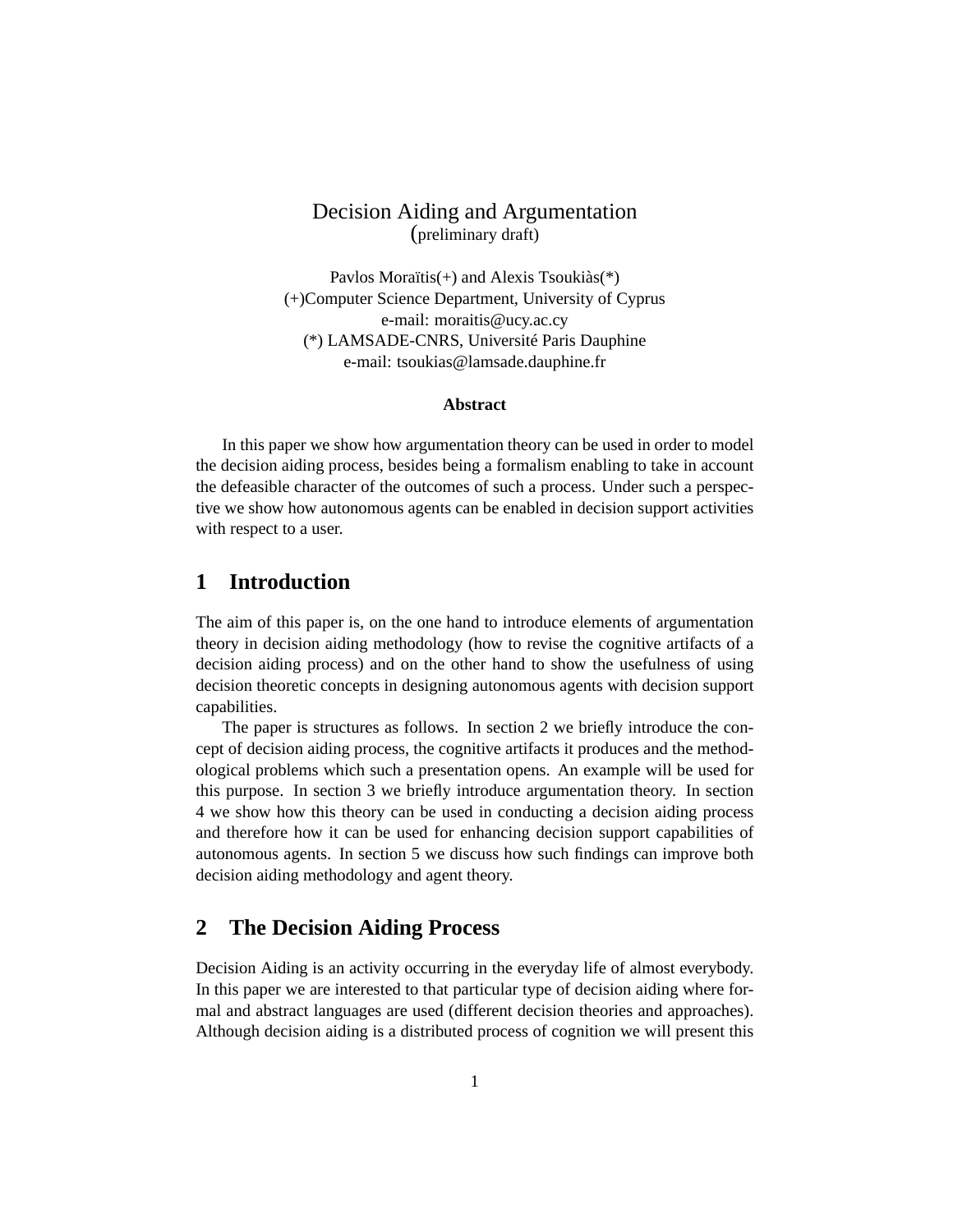# Decision Aiding and Argumentation

(preliminary draft)

Pavlos Moraïtis(+) and Alexis Tsoukiàs(*)
(+)Computer Science Department, University of Cyprus
e-mail: moraitis@ucy.ac.cy
(*) LAMSADE-CNRS, Université Paris Dauphine
e-mail: tsoukias@lamsade.dauphine.fr

**Abstract**

In this paper we show how argumentation theory can be used in order to model the decision aiding process, besides being a formalism enabling to take in account the defeasible character of the outcomes of such a process. Under such a perspective we show how autonomous agents can be enabled in decision support activities with respect to a user.

## 1 Introduction

The aim of this paper is, on the one hand to introduce elements of argumentation theory in decision aiding methodology (how to revise the cognitive artifacts of a decision aiding process) and on the other hand to show the usefulness of using decision theoretic concepts in designing autonomous agents with decision support capabilities.

The paper is structures as follows. In section 2 we briefly introduce the concept of decision aiding process, the cognitive artifacts it produces and the methodological problems which such a presentation opens. An example will be used for this purpose. In section 3 we briefly introduce argumentation theory. In section 4 we show how this theory can be used in conducting a decision aiding process and therefore how it can be used for enhancing decision support capabilities of autonomous agents. In section 5 we discuss how such findings can improve both decision aiding methodology and agent theory.

## 2 The Decision Aiding Process

Decision Aiding is an activity occurring in the everyday life of almost everybody. In this paper we are interested to that particular type of decision aiding where formal and abstract languages are used (different decision theories and approaches). Although decision aiding is a distributed process of cognition we will present this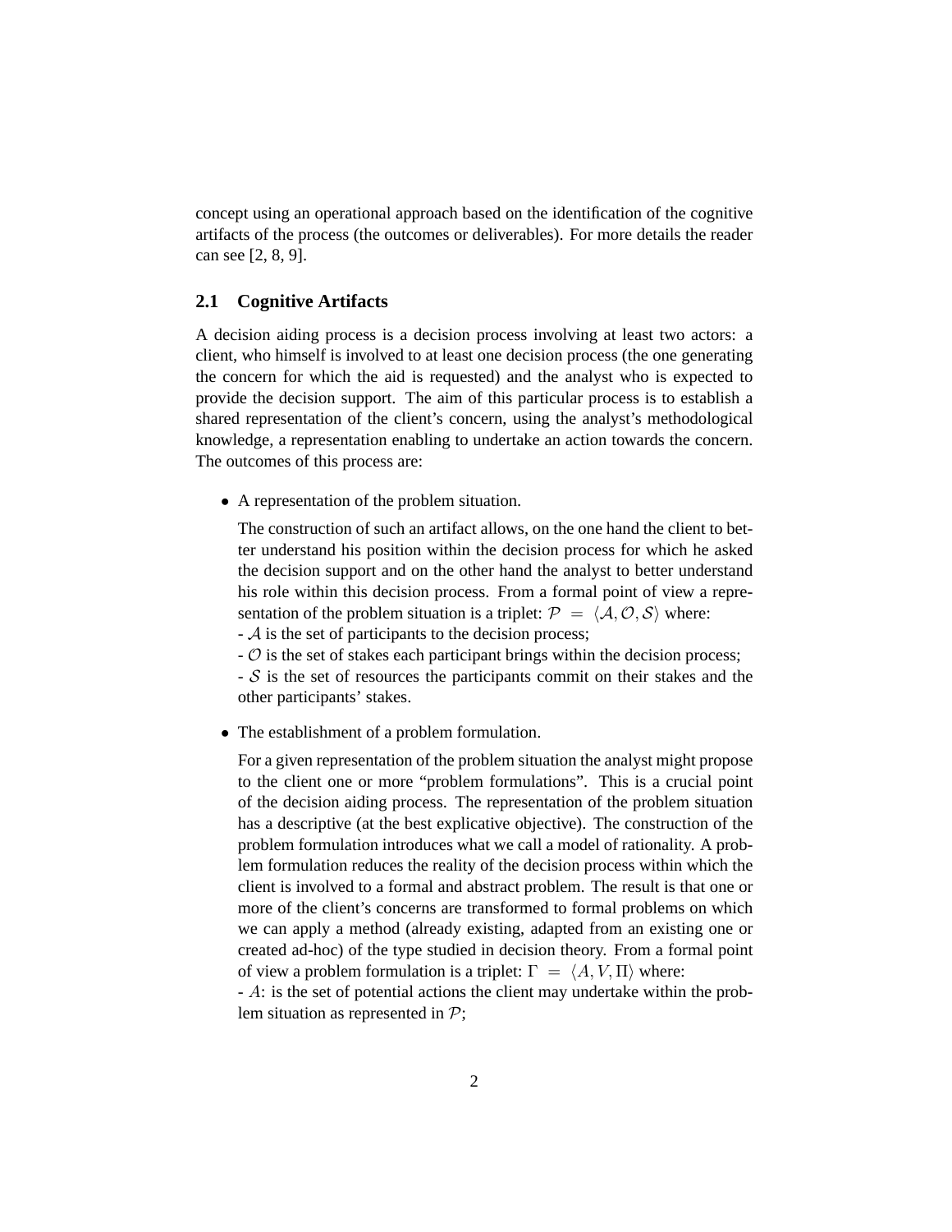concept using an operational approach based on the identification of the cognitive artifacts of the process (the outcomes or deliverables). For more details the reader can see [2, 8, 9].

## 2.1 Cognitive Artifacts

A decision aiding process is a decision process involving at least two actors: a client, who himself is involved to at least one decision process (the one generating the concern for which the aid is requested) and the analyst who is expected to provide the decision support. The aim of this particular process is to establish a shared representation of the client's concern, using the analyst's methodological knowledge, a representation enabling to undertake an action towards the concern. The outcomes of this process are:

- A representation of the problem situation.

  The construction of such an artifact allows, on the one hand the client to better understand his position within the decision process for which he asked the decision support and on the other hand the analyst to better understand his role within this decision process. From a formal point of view a representation of the problem situation is a triplet: $\mathcal{P} = \langle \mathcal{A}, \mathcal{O}, \mathcal{S} \rangle$ where:
  - $\mathcal{A}$ is the set of participants to the decision process;
  - $\mathcal{O}$ is the set of stakes each participant brings within the decision process;
  - $\mathcal{S}$ is the set of resources the participants commit on their stakes and the other participants' stakes.

- The establishment of a problem formulation.

  For a given representation of the problem situation the analyst might propose to the client one or more "problem formulations". This is a crucial point of the decision aiding process. The representation of the problem situation has a descriptive (at the best explicative objective). The construction of the problem formulation introduces what we call a model of rationality. A problem formulation reduces the reality of the decision process within which the client is involved to a formal and abstract problem. The result is that one or more of the client's concerns are transformed to formal problems on which we can apply a method (already existing, adapted from an existing one or created ad-hoc) of the type studied in decision theory. From a formal point of view a problem formulation is a triplet: $\Gamma = \langle A, V, \Pi \rangle$ where:
  - $A$: is the set of potential actions the client may undertake within the problem situation as represented in $\mathcal{P}$;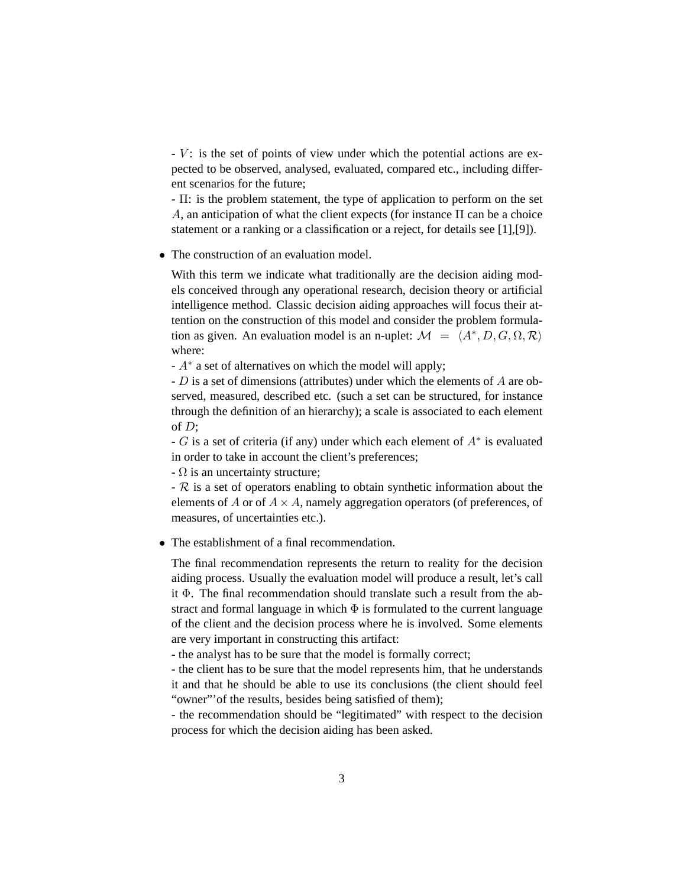- $V$: is the set of points of view under which the potential actions are expected to be observed, analysed, evaluated, compared etc., including different scenarios for the future;
- $\Pi$: is the problem statement, the type of application to perform on the set $A$, an anticipation of what the client expects (for instance $\Pi$ can be a choice statement or a ranking or a classification or a reject, for details see [1],[9]).

- The construction of an evaluation model.

  With this term we indicate what traditionally are the decision aiding models conceived through any operational research, decision theory or artificial intelligence method. Classic decision aiding approaches will focus their attention on the construction of this model and consider the problem formulation as given. An evaluation model is an n-uplet: $\mathcal{M} = \langle A^*, D, G, \Omega, \mathcal{R} \rangle$ where:
  - $A^*$ a set of alternatives on which the model will apply;
  - $D$ is a set of dimensions (attributes) under which the elements of $A$ are observed, measured, described etc. (such a set can be structured, for instance through the definition of an hierarchy); a scale is associated to each element of $D$;
  - $G$ is a set of criteria (if any) under which each element of $A^*$ is evaluated in order to take in account the client's preferences;
  - $\Omega$ is an uncertainty structure;
  - $\mathcal{R}$ is a set of operators enabling to obtain synthetic information about the elements of $A$ or of $A \times A$, namely aggregation operators (of preferences, of measures, of uncertainties etc.).

- The establishment of a final recommendation.

  The final recommendation represents the return to reality for the decision aiding process. Usually the evaluation model will produce a result, let's call it $\Phi$. The final recommendation should translate such a result from the abstract and formal language in which $\Phi$ is formulated to the current language of the client and the decision process where he is involved. Some elements are very important in constructing this artifact:
  - the analyst has to be sure that the model is formally correct;
  - the client has to be sure that the model represents him, that he understands it and that he should be able to use its conclusions (the client should feel "owner"'of the results, besides being satisfied of them);
  - the recommendation should be "legitimated" with respect to the decision process for which the decision aiding has been asked.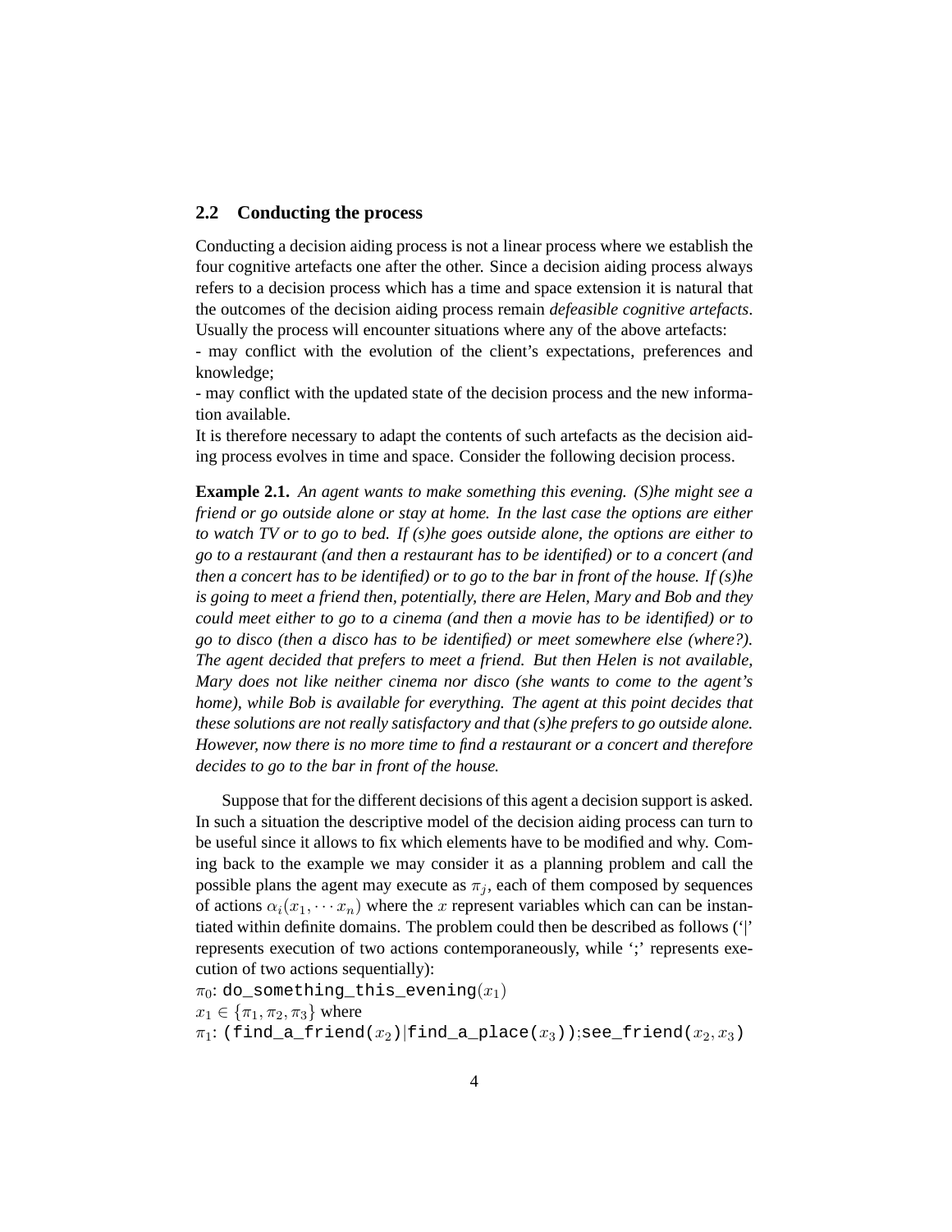## 2.2 Conducting the process

Conducting a decision aiding process is not a linear process where we establish the four cognitive artefacts one after the other. Since a decision aiding process always refers to a decision process which has a time and space extension it is natural that the outcomes of the decision aiding process remain *defeasible cognitive artefacts*. Usually the process will encounter situations where any of the above artefacts:

- may conflict with the evolution of the client's expectations, preferences and knowledge;
- may conflict with the updated state of the decision process and the new information available.

It is therefore necessary to adapt the contents of such artefacts as the decision aiding process evolves in time and space. Consider the following decision process.

**Example 2.1.** *An agent wants to make something this evening. (S)he might see a friend or go outside alone or stay at home. In the last case the options are either to watch TV or to go to bed. If (s)he goes outside alone, the options are either to go to a restaurant (and then a restaurant has to be identified) or to a concert (and then a concert has to be identified) or to go to the bar in front of the house. If (s)he is going to meet a friend then, potentially, there are Helen, Mary and Bob and they could meet either to go to a cinema (and then a movie has to be identified) or to go to disco (then a disco has to be identified) or meet somewhere else (where?). The agent decided that prefers to meet a friend. But then Helen is not available, Mary does not like neither cinema nor disco (she wants to come to the agent's home), while Bob is available for everything. The agent at this point decides that these solutions are not really satisfactory and that (s)he prefers to go outside alone. However, now there is no more time to find a restaurant or a concert and therefore decides to go to the bar in front of the house.*

Suppose that for the different decisions of this agent a decision support is asked. In such a situation the descriptive model of the decision aiding process can turn to be useful since it allows to fix which elements have to be modified and why. Coming back to the example we may consider it as a planning problem and call the possible plans the agent may execute as $\pi_j$, each of them composed by sequences of actions $\alpha_i(x_1, \cdots x_n)$ where the $x$ represent variables which can can be instantiated within definite domains. The problem could then be described as follows ('|' represents execution of two actions contemporaneously, while ';' represents execution of two actions sequentially):

$\pi_0$: `do_something_this_evening`($x_1$)

$x_1 \in \{\pi_1, \pi_2, \pi_3\}$ where

$\pi_1$: `(find_a_friend`($x_2$)|`find_a_place`($x_3$)`)`;`see_friend`($x_2, x_3$)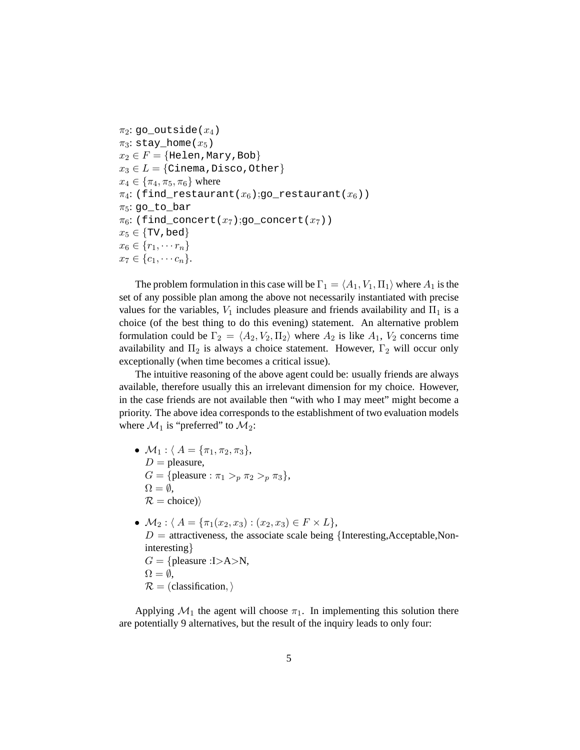$\pi_2$: `go_outside(`$x_4$`)`
$\pi_3$: `stay_home(`$x_5$`)`
$x_2 \in F = \{$`Helen,Mary,Bob`$\}$
$x_3 \in L = \{$`Cinema,Disco,Other`$\}$
$x_4 \in \{\pi_4, \pi_5, \pi_6\}$ where
$\pi_4$: `(find_restaurant(`$x_6$`);go_restaurant(`$x_6$`))`
$\pi_5$: `go_to_bar`
$\pi_6$: `(find_concert(`$x_7$`);go_concert(`$x_7$`))`
$x_5 \in \{$`TV,bed`$\}$
$x_6 \in \{r_1, \cdots r_n\}$
$x_7 \in \{c_1, \cdots c_n\}$.

The problem formulation in this case will be $\Gamma_1 = \langle A_1, V_1, \Pi_1 \rangle$ where $A_1$ is the set of any possible plan among the above not necessarily instantiated with precise values for the variables, $V_1$ includes pleasure and friends availability and $\Pi_1$ is a choice (of the best thing to do this evening) statement. An alternative problem formulation could be $\Gamma_2 = \langle A_2, V_2, \Pi_2 \rangle$ where $A_2$ is like $A_1$, $V_2$ concerns time availability and $\Pi_2$ is always a choice statement. However, $\Gamma_2$ will occur only exceptionally (when time becomes a critical issue).

The intuitive reasoning of the above agent could be: usually friends are always available, therefore usually this an irrelevant dimension for my choice. However, in the case friends are not available then "with who I may meet" might become a priority. The above idea corresponds to the establishment of two evaluation models where $\mathcal{M}_1$ is "preferred" to $\mathcal{M}_2$:

- $\mathcal{M}_1 : \langle\ A = \{\pi_1, \pi_2, \pi_3\}$,
  $D =$ pleasure,
  $G = \{$pleasure : $\pi_1 >_p \pi_2 >_p \pi_3\}$,
  $\Omega = \emptyset$,
  $\mathcal{R} =$ choice)$\rangle$

- $\mathcal{M}_2 : \langle\ A = \{\pi_1(x_2, x_3) : (x_2, x_3) \in F \times L\}$,
  $D =$ attractiveness, the associate scale being $\{$Interesting,Acceptable,Non-interesting$\}$
  $G = \{$pleasure :I>A>N,
  $\Omega = \emptyset$,
  $\mathcal{R} = \langle$classification, $\rangle$

Applying $\mathcal{M}_1$ the agent will choose $\pi_1$. In implementing this solution there are potentially 9 alternatives, but the result of the inquiry leads to only four: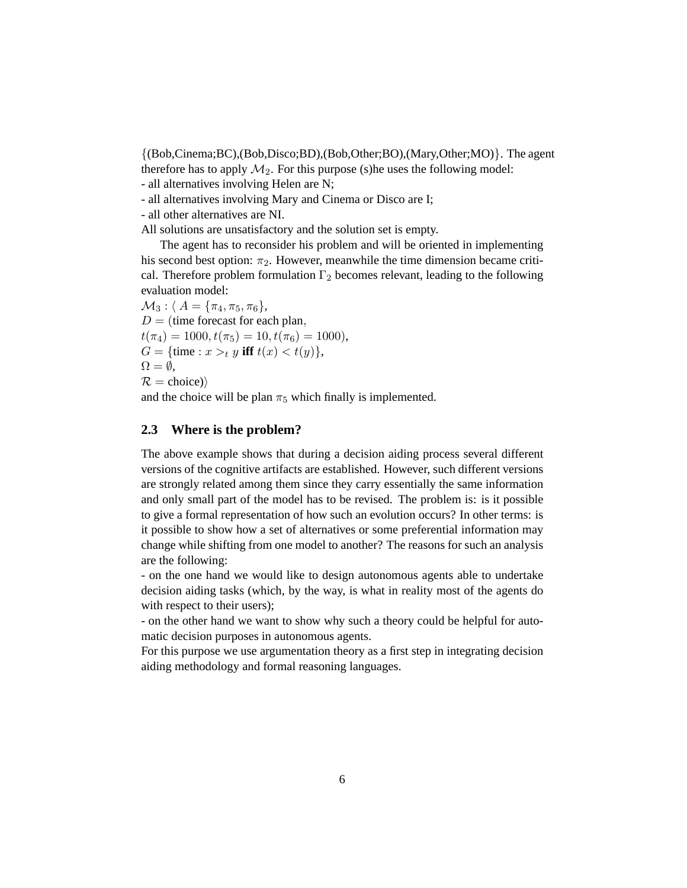$\{$(Bob,Cinema;BC),(Bob,Disco;BD),(Bob,Other;BO),(Mary,Other;MO)$\}$. The agent therefore has to apply $\mathcal{M}_2$. For this purpose (s)he uses the following model:
- all alternatives involving Helen are N;
- all alternatives involving Mary and Cinema or Disco are I;
- all other alternatives are NI.
All solutions are unsatisfactory and the solution set is empty.

The agent has to reconsider his problem and will be oriented in implementing his second best option: $\pi_2$. However, meanwhile the time dimension became critical. Therefore problem formulation $\Gamma_2$ becomes relevant, leading to the following evaluation model:
$\mathcal{M}_3 : \langle\ A = \{\pi_4, \pi_5, \pi_6\}$,
$D =$ (time forecast for each plan,
$t(\pi_4) = 1000, t(\pi_5) = 10, t(\pi_6) = 1000)$,
$G = \{\text{time} : x >_t y$ **iff** $t(x) < t(y)\}$,
$\Omega = \emptyset$,
$\mathcal{R} =$ choice)$\rangle$
and the choice will be plan $\pi_5$ which finally is implemented.

### 2.3 Where is the problem?

The above example shows that during a decision aiding process several different versions of the cognitive artifacts are established. However, such different versions are strongly related among them since they carry essentially the same information and only small part of the model has to be revised. The problem is: is it possible to give a formal representation of how such an evolution occurs? In other terms: is it possible to show how a set of alternatives or some preferential information may change while shifting from one model to another? The reasons for such an analysis are the following:
- on the one hand we would like to design autonomous agents able to undertake decision aiding tasks (which, by the way, is what in reality most of the agents do with respect to their users);
- on the other hand we want to show why such a theory could be helpful for automatic decision purposes in autonomous agents.
For this purpose we use argumentation theory as a first step in integrating decision aiding methodology and formal reasoning languages.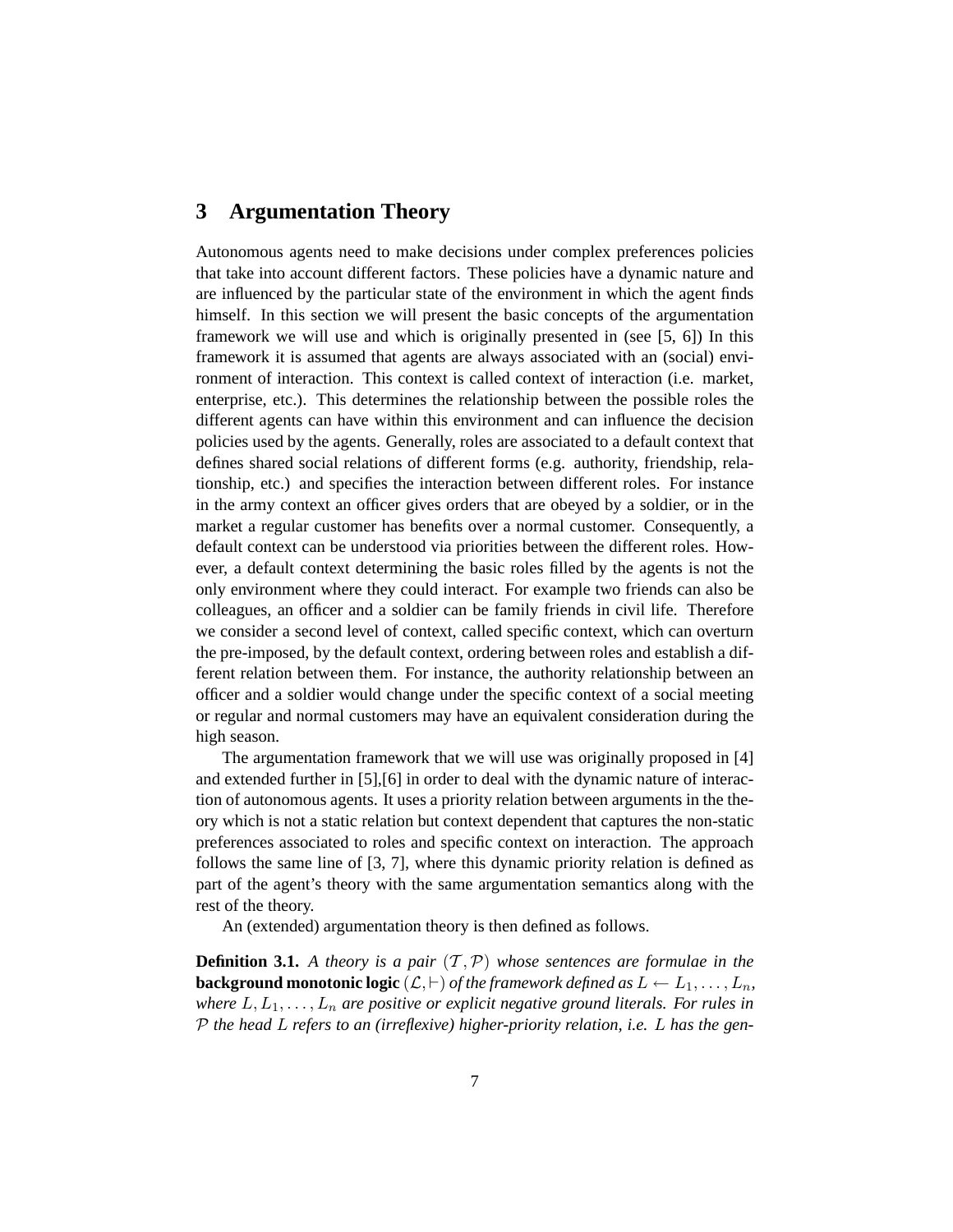## 3 Argumentation Theory

Autonomous agents need to make decisions under complex preferences policies that take into account different factors. These policies have a dynamic nature and are influenced by the particular state of the environment in which the agent finds himself. In this section we will present the basic concepts of the argumentation framework we will use and which is originally presented in (see [5, 6]) In this framework it is assumed that agents are always associated with an (social) environment of interaction. This context is called context of interaction (i.e. market, enterprise, etc.). This determines the relationship between the possible roles the different agents can have within this environment and can influence the decision policies used by the agents. Generally, roles are associated to a default context that defines shared social relations of different forms (e.g. authority, friendship, relationship, etc.) and specifies the interaction between different roles. For instance in the army context an officer gives orders that are obeyed by a soldier, or in the market a regular customer has benefits over a normal customer. Consequently, a default context can be understood via priorities between the different roles. However, a default context determining the basic roles filled by the agents is not the only environment where they could interact. For example two friends can also be colleagues, an officer and a soldier can be family friends in civil life. Therefore we consider a second level of context, called specific context, which can overturn the pre-imposed, by the default context, ordering between roles and establish a different relation between them. For instance, the authority relationship between an officer and a soldier would change under the specific context of a social meeting or regular and normal customers may have an equivalent consideration during the high season.

The argumentation framework that we will use was originally proposed in [4] and extended further in [5],[6] in order to deal with the dynamic nature of interaction of autonomous agents. It uses a priority relation between arguments in the theory which is not a static relation but context dependent that captures the non-static preferences associated to roles and specific context on interaction. The approach follows the same line of [3, 7], where this dynamic priority relation is defined as part of the agent's theory with the same argumentation semantics along with the rest of the theory.

An (extended) argumentation theory is then defined as follows.

**Definition 3.1.** *A theory is a pair* $(\mathcal{T}, \mathcal{P})$ *whose sentences are formulae in the* **background monotonic logic** $(\mathcal{L}, \vdash)$ *of the framework defined as* $L \leftarrow L_1, \ldots, L_n$*, where* $L, L_1, \ldots, L_n$ *are positive or explicit negative ground literals. For rules in* $\mathcal{P}$ *the head* $L$ *refers to an (irreflexive) higher-priority relation, i.e.* $L$ *has the gen-*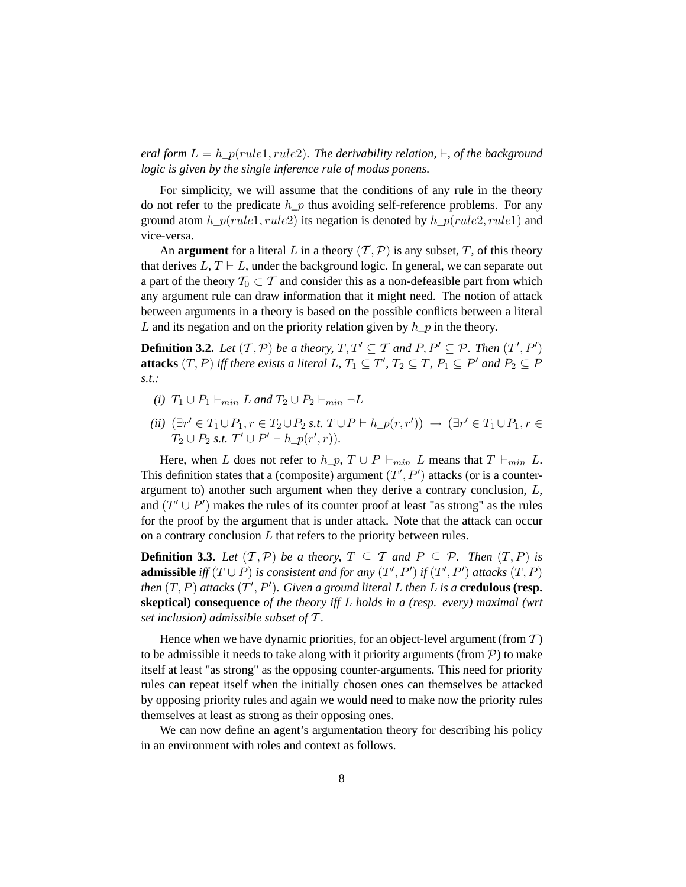*eral form $L = h\_p(rule1, rule2)$. The derivability relation, $\vdash$, of the background logic is given by the single inference rule of modus ponens.*

For simplicity, we will assume that the conditions of any rule in the theory do not refer to the predicate $h\_p$ thus avoiding self-reference problems. For any ground atom $h\_p(rule1, rule2)$ its negation is denoted by $h\_p(rule2, rule1)$ and vice-versa.

An **argument** for a literal $L$ in a theory $(\mathcal{T}, \mathcal{P})$ is any subset, $T$, of this theory that derives $L$, $T \vdash L$, under the background logic. In general, we can separate out a part of the theory $\mathcal{T}_0 \subset \mathcal{T}$ and consider this as a non-defeasible part from which any argument rule can draw information that it might need. The notion of attack between arguments in a theory is based on the possible conflicts between a literal $L$ and its negation and on the priority relation given by $h\_p$ in the theory.

**Definition 3.2.** *Let $(\mathcal{T}, \mathcal{P})$ be a theory, $T, T' \subseteq \mathcal{T}$ and $P, P' \subseteq \mathcal{P}$. Then $(T', P')$* **attacks** *$(T, P)$ iff there exists a literal $L$, $T_1 \subseteq T'$, $T_2 \subseteq T$, $P_1 \subseteq P'$ and $P_2 \subseteq P$ s.t.:*

- *(i) $T_1 \cup P_1 \vdash_{min} L$ and $T_2 \cup P_2 \vdash_{min} \neg L$*
- *(ii) $(\exists r' \in T_1 \cup P_1, r \in T_2 \cup P_2$ s.t. $T \cup P \vdash h\_p(r, r')) \rightarrow (\exists r' \in T_1 \cup P_1, r \in T_2 \cup P_2$ s.t. $T' \cup P' \vdash h\_p(r', r))$.*

Here, when $L$ does not refer to $h\_p$, $T \cup P \vdash_{min} L$ means that $T \vdash_{min} L$. This definition states that a (composite) argument $(T', P')$ attacks (or is a counter-argument to) another such argument when they derive a contrary conclusion, $L$, and $(T' \cup P')$ makes the rules of its counter proof at least "as strong" as the rules for the proof by the argument that is under attack. Note that the attack can occur on a contrary conclusion $L$ that refers to the priority between rules.

**Definition 3.3.** *Let $(\mathcal{T}, \mathcal{P})$ be a theory, $T \subseteq \mathcal{T}$ and $P \subseteq \mathcal{P}$. Then $(T, P)$ is* **admissible** *iff $(T \cup P)$ is consistent and for any $(T', P')$ if $(T', P')$ attacks $(T, P)$ then $(T, P)$ attacks $(T', P')$. Given a ground literal $L$ then $L$ is a* **credulous (resp. skeptical) consequence** *of the theory iff $L$ holds in a (resp. every) maximal (wrt set inclusion) admissible subset of $\mathcal{T}$.*

Hence when we have dynamic priorities, for an object-level argument (from $\mathcal{T}$) to be admissible it needs to take along with it priority arguments (from $\mathcal{P}$) to make itself at least "as strong" as the opposing counter-arguments. This need for priority rules can repeat itself when the initially chosen ones can themselves be attacked by opposing priority rules and again we would need to make now the priority rules themselves at least as strong as their opposing ones.

We can now define an agent's argumentation theory for describing his policy in an environment with roles and context as follows.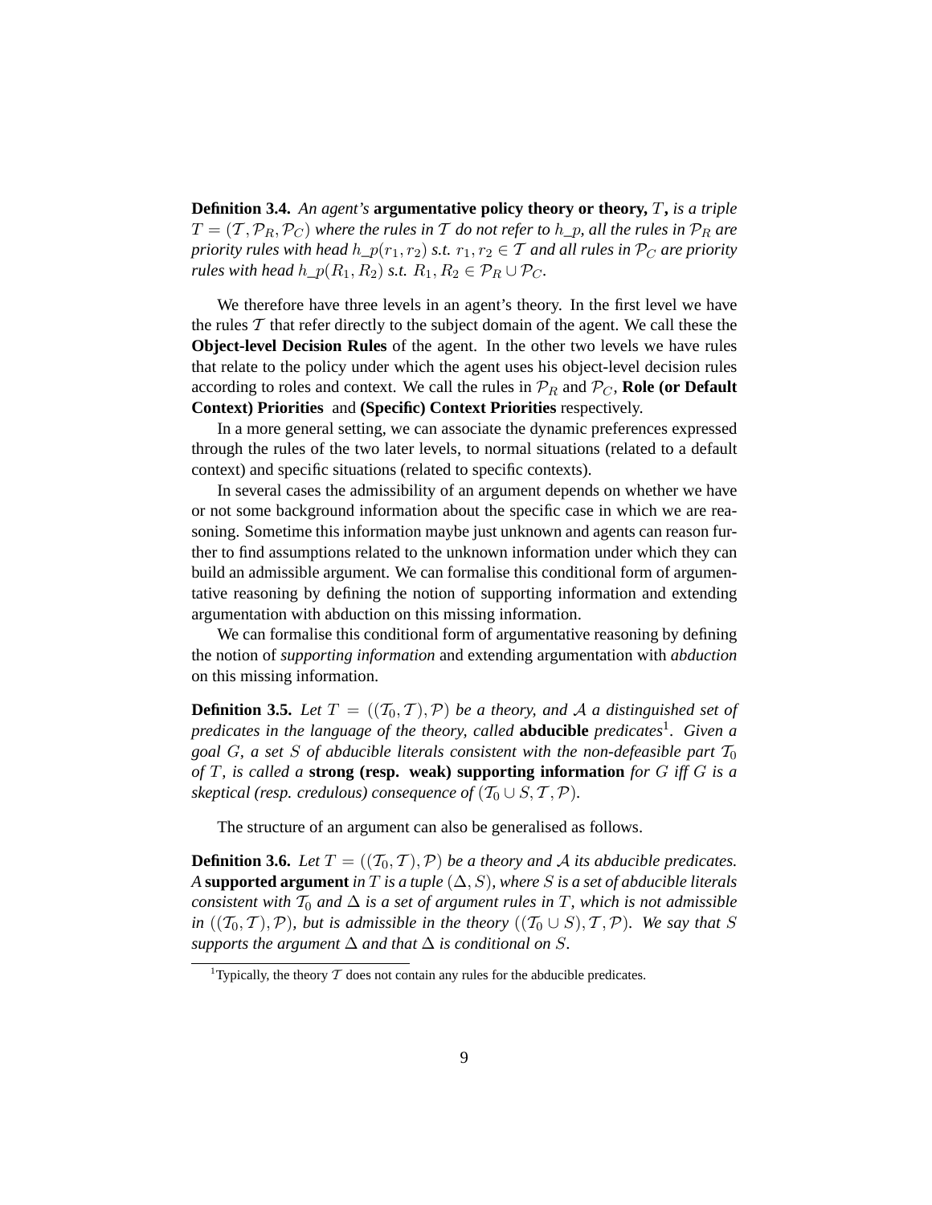**Definition 3.4.** *An agent's* **argumentative policy theory or theory,** $T$**,** *is a triple* $T = (\mathcal{T}, \mathcal{P}_R, \mathcal{P}_C)$ *where the rules in* $\mathcal{T}$ *do not refer to* $h\_p$*, all the rules in* $\mathcal{P}_R$ *are priority rules with head* $h\_p(r_1, r_2)$ *s.t.* $r_1, r_2 \in \mathcal{T}$ *and all rules in* $\mathcal{P}_C$ *are priority rules with head* $h\_p(R_1, R_2)$ *s.t.* $R_1, R_2 \in \mathcal{P}_R \cup \mathcal{P}_C$*.*

We therefore have three levels in an agent's theory. In the first level we have the rules $\mathcal{T}$ that refer directly to the subject domain of the agent. We call these the **Object-level Decision Rules** of the agent. In the other two levels we have rules that relate to the policy under which the agent uses his object-level decision rules according to roles and context. We call the rules in $\mathcal{P}_R$ and $\mathcal{P}_C$, **Role (or Default Context) Priorities** and **(Specific) Context Priorities** respectively.

In a more general setting, we can associate the dynamic preferences expressed through the rules of the two later levels, to normal situations (related to a default context) and specific situations (related to specific contexts).

In several cases the admissibility of an argument depends on whether we have or not some background information about the specific case in which we are reasoning. Sometime this information maybe just unknown and agents can reason further to find assumptions related to the unknown information under which they can build an admissible argument. We can formalise this conditional form of argumentative reasoning by defining the notion of supporting information and extending argumentation with abduction on this missing information.

We can formalise this conditional form of argumentative reasoning by defining the notion of *supporting information* and extending argumentation with *abduction* on this missing information.

**Definition 3.5.** *Let* $T = ((\mathcal{T}_0, \mathcal{T}), \mathcal{P})$ *be a theory, and* $\mathcal{A}$ *a distinguished set of predicates in the language of the theory, called* **abducible** *predicates*[1]*. Given a goal* $G$*, a set* $S$ *of abducible literals consistent with the non-defeasible part* $\mathcal{T}_0$ *of* $T$*, is called a* **strong (resp. weak) supporting information** *for* $G$ *iff* $G$ *is a skeptical (resp. credulous) consequence of* $(\mathcal{T}_0 \cup S, \mathcal{T}, \mathcal{P})$*.*

The structure of an argument can also be generalised as follows.

**Definition 3.6.** *Let* $T = ((\mathcal{T}_0, \mathcal{T}), \mathcal{P})$ *be a theory and* $\mathcal{A}$ *its abducible predicates. A* **supported argument** *in* $T$ *is a tuple* $(\Delta, S)$*, where* $S$ *is a set of abducible literals consistent with* $\mathcal{T}_0$ *and* $\Delta$ *is a set of argument rules in* $T$*, which is not admissible in* $((\mathcal{T}_0, \mathcal{T}), \mathcal{P})$*, but is admissible in the theory* $((\mathcal{T}_0 \cup S), \mathcal{T}, \mathcal{P})$*. We say that* $S$ *supports the argument* $\Delta$ *and that* $\Delta$ *is conditional on* $S$*.*

[1] Typically, the theory $\mathcal{T}$ does not contain any rules for the abducible predicates.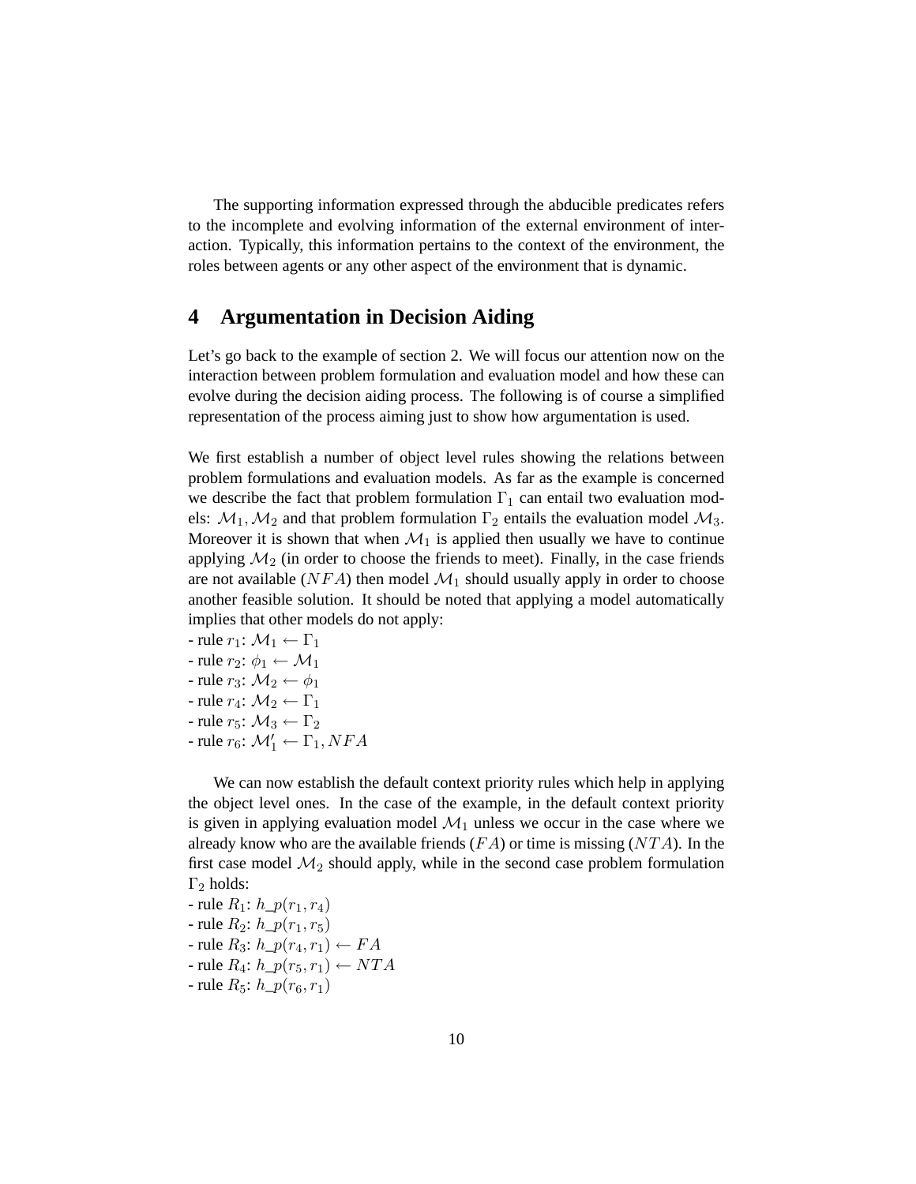The supporting information expressed through the abducible predicates refers to the incomplete and evolving information of the external environment of interaction. Typically, this information pertains to the context of the environment, the roles between agents or any other aspect of the environment that is dynamic.

## 4 Argumentation in Decision Aiding

Let's go back to the example of section 2. We will focus our attention now on the interaction between problem formulation and evaluation model and how these can evolve during the decision aiding process. The following is of course a simplified representation of the process aiming just to show how argumentation is used.

We first establish a number of object level rules showing the relations between problem formulations and evaluation models. As far as the example is concerned we describe the fact that problem formulation $\Gamma_1$ can entail two evaluation models: $\mathcal{M}_1, \mathcal{M}_2$ and that problem formulation $\Gamma_2$ entails the evaluation model $\mathcal{M}_3$. Moreover it is shown that when $\mathcal{M}_1$ is applied then usually we have to continue applying $\mathcal{M}_2$ (in order to choose the friends to meet). Finally, in the case friends are not available ($NFA$) then model $\mathcal{M}_1$ should usually apply in order to choose another feasible solution. It should be noted that applying a model automatically implies that other models do not apply:

- rule $r_1$: $\mathcal{M}_1 \leftarrow \Gamma_1$
- rule $r_2$: $\phi_1 \leftarrow \mathcal{M}_1$
- rule $r_3$: $\mathcal{M}_2 \leftarrow \phi_1$
- rule $r_4$: $\mathcal{M}_2 \leftarrow \Gamma_1$
- rule $r_5$: $\mathcal{M}_3 \leftarrow \Gamma_2$
- rule $r_6$: $\mathcal{M}'_1 \leftarrow \Gamma_1, NFA$

We can now establish the default context priority rules which help in applying the object level ones. In the case of the example, in the default context priority is given in applying evaluation model $\mathcal{M}_1$ unless we occur in the case where we already know who are the available friends ($FA$) or time is missing ($NTA$). In the first case model $\mathcal{M}_2$ should apply, while in the second case problem formulation $\Gamma_2$ holds:

- rule $R_1$: $h\_p(r_1, r_4)$
- rule $R_2$: $h\_p(r_1, r_5)$
- rule $R_3$: $h\_p(r_4, r_1) \leftarrow FA$
- rule $R_4$: $h\_p(r_5, r_1) \leftarrow NTA$
- rule $R_5$: $h\_p(r_6, r_1)$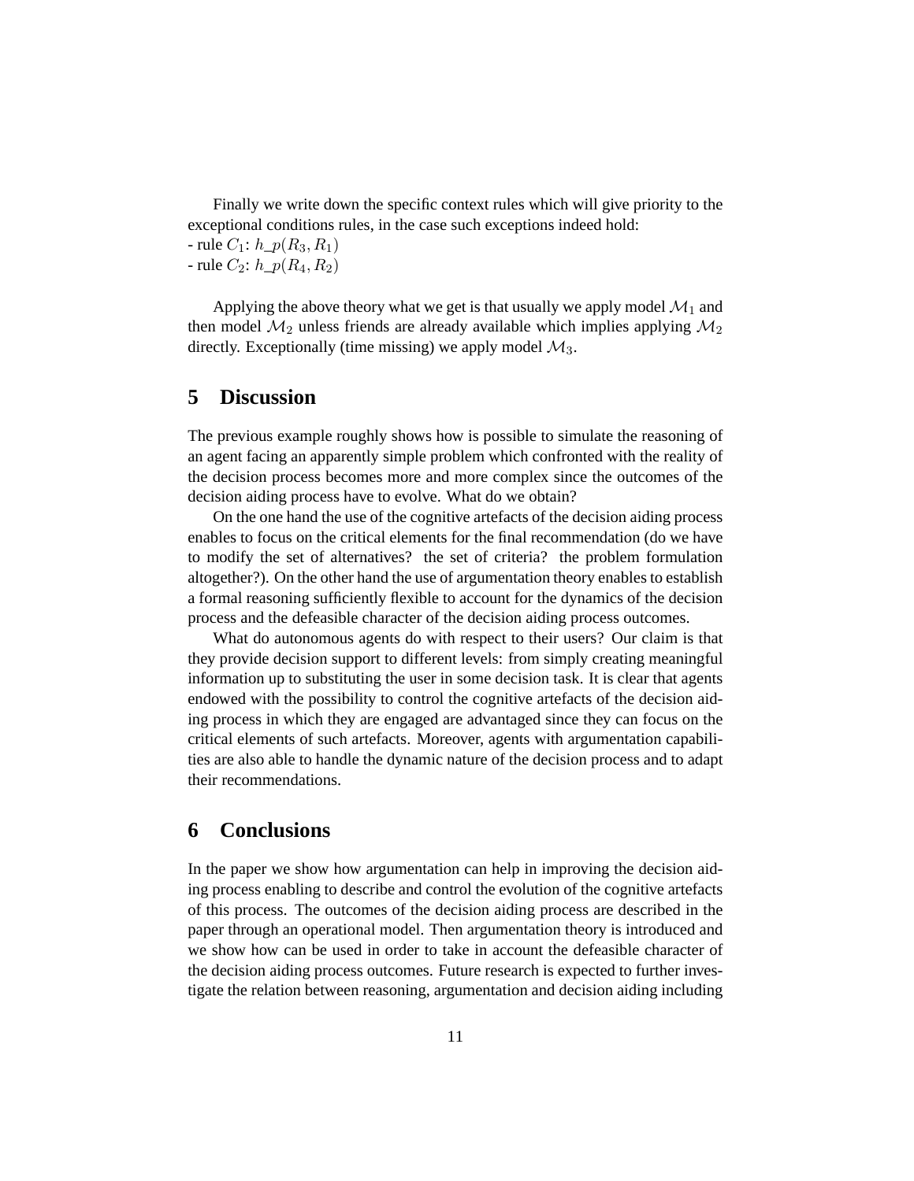Finally we write down the specific context rules which will give priority to the exceptional conditions rules, in the case such exceptions indeed hold:
- rule $C_1$: $h\_p(R_3, R_1)$
- rule $C_2$: $h\_p(R_4, R_2)$

Applying the above theory what we get is that usually we apply model $\mathcal{M}_1$ and then model $\mathcal{M}_2$ unless friends are already available which implies applying $\mathcal{M}_2$ directly. Exceptionally (time missing) we apply model $\mathcal{M}_3$.

## 5 Discussion

The previous example roughly shows how is possible to simulate the reasoning of an agent facing an apparently simple problem which confronted with the reality of the decision process becomes more and more complex since the outcomes of the decision aiding process have to evolve. What do we obtain?

On the one hand the use of the cognitive artefacts of the decision aiding process enables to focus on the critical elements for the final recommendation (do we have to modify the set of alternatives? the set of criteria? the problem formulation altogether?). On the other hand the use of argumentation theory enables to establish a formal reasoning sufficiently flexible to account for the dynamics of the decision process and the defeasible character of the decision aiding process outcomes.

What do autonomous agents do with respect to their users? Our claim is that they provide decision support to different levels: from simply creating meaningful information up to substituting the user in some decision task. It is clear that agents endowed with the possibility to control the cognitive artefacts of the decision aiding process in which they are engaged are advantaged since they can focus on the critical elements of such artefacts. Moreover, agents with argumentation capabilities are also able to handle the dynamic nature of the decision process and to adapt their recommendations.

## 6 Conclusions

In the paper we show how argumentation can help in improving the decision aiding process enabling to describe and control the evolution of the cognitive artefacts of this process. The outcomes of the decision aiding process are described in the paper through an operational model. Then argumentation theory is introduced and we show how can be used in order to take in account the defeasible character of the decision aiding process outcomes. Future research is expected to further investigate the relation between reasoning, argumentation and decision aiding including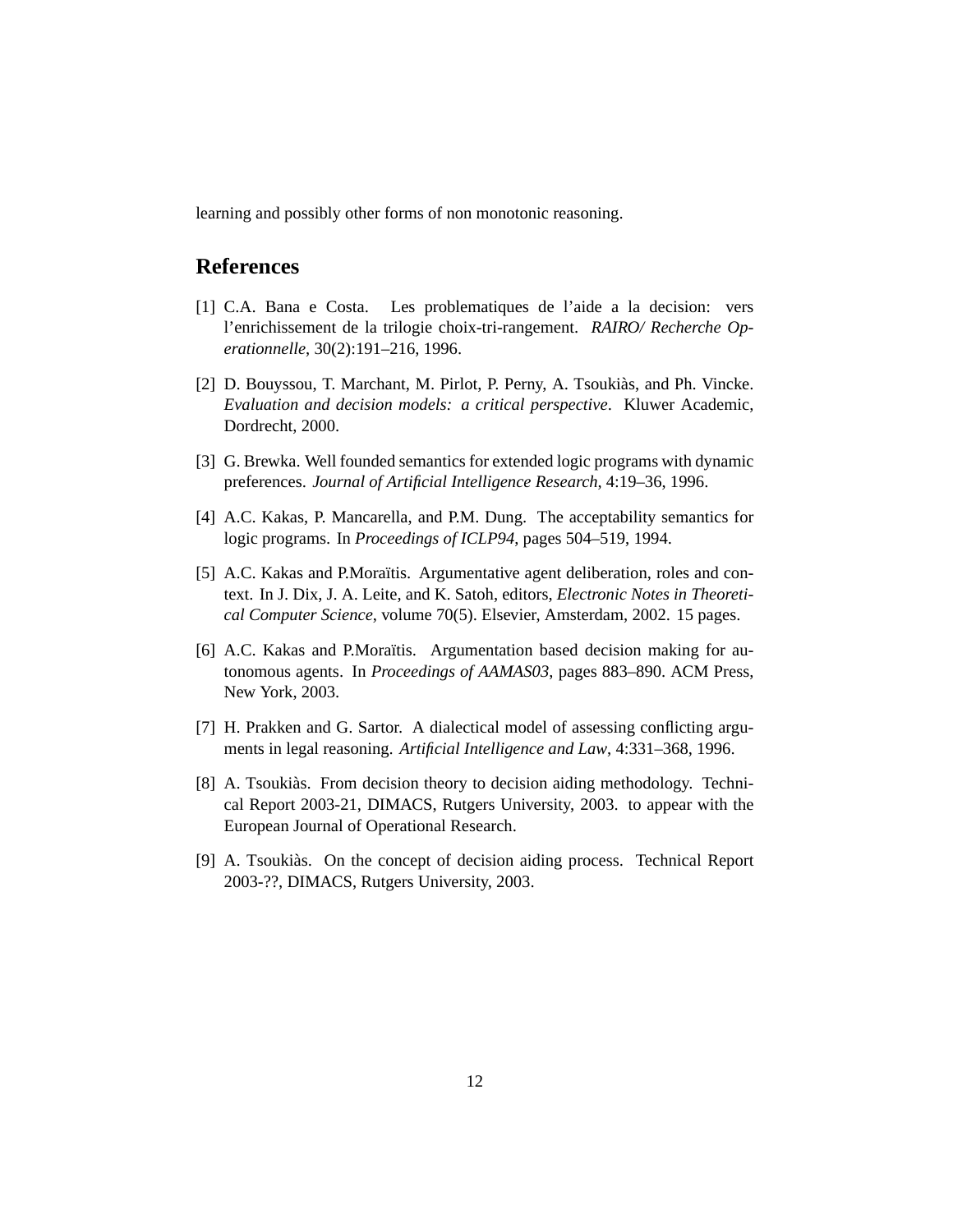learning and possibly other forms of non monotonic reasoning.

## References

[1] C.A. Bana e Costa. Les problematiques de l'aide a la decision: vers l'enrichissement de la trilogie choix-tri-rangement. *RAIRO/ Recherche Operationnelle*, 30(2):191–216, 1996.

[2] D. Bouyssou, T. Marchant, M. Pirlot, P. Perny, A. Tsoukiàs, and Ph. Vincke. *Evaluation and decision models: a critical perspective*. Kluwer Academic, Dordrecht, 2000.

[3] G. Brewka. Well founded semantics for extended logic programs with dynamic preferences. *Journal of Artificial Intelligence Research*, 4:19–36, 1996.

[4] A.C. Kakas, P. Mancarella, and P.M. Dung. The acceptability semantics for logic programs. In *Proceedings of ICLP94*, pages 504–519, 1994.

[5] A.C. Kakas and P.Moraïtis. Argumentative agent deliberation, roles and context. In J. Dix, J. A. Leite, and K. Satoh, editors, *Electronic Notes in Theoretical Computer Science*, volume 70(5). Elsevier, Amsterdam, 2002. 15 pages.

[6] A.C. Kakas and P.Moraïtis. Argumentation based decision making for autonomous agents. In *Proceedings of AAMAS03*, pages 883–890. ACM Press, New York, 2003.

[7] H. Prakken and G. Sartor. A dialectical model of assessing conflicting arguments in legal reasoning. *Artificial Intelligence and Law*, 4:331–368, 1996.

[8] A. Tsoukiàs. From decision theory to decision aiding methodology. Technical Report 2003-21, DIMACS, Rutgers University, 2003. to appear with the European Journal of Operational Research.

[9] A. Tsoukiàs. On the concept of decision aiding process. Technical Report 2003-??, DIMACS, Rutgers University, 2003.